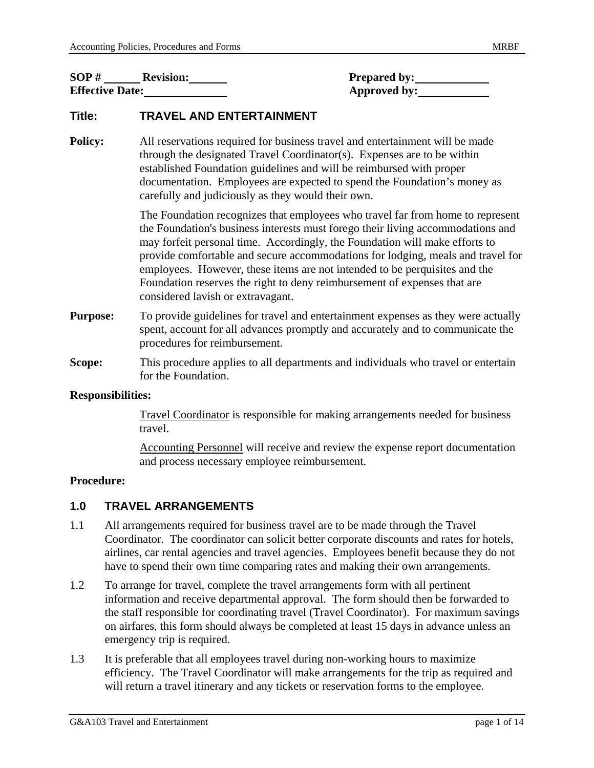**SOP #** ______ **Revision:** ______ **Prepared by:** ____________
**Effective Date:** ____________ **Approved by:** ____________

**Title:** **TRAVEL AND ENTERTAINMENT**

**Policy:** All reservations required for business travel and entertainment will be made through the designated Travel Coordinator(s). Expenses are to be within established Foundation guidelines and will be reimbursed with proper documentation. Employees are expected to spend the Foundation's money as carefully and judiciously as they would their own.

The Foundation recognizes that employees who travel far from home to represent the Foundation's business interests must forego their living accommodations and may forfeit personal time. Accordingly, the Foundation will make efforts to provide comfortable and secure accommodations for lodging, meals and travel for employees. However, these items are not intended to be perquisites and the Foundation reserves the right to deny reimbursement of expenses that are considered lavish or extravagant.

**Purpose:** To provide guidelines for travel and entertainment expenses as they were actually spent, account for all advances promptly and accurately and to communicate the procedures for reimbursement.

**Scope:** This procedure applies to all departments and individuals who travel or entertain for the Foundation.

**Responsibilities:**

Travel Coordinator is responsible for making arrangements needed for business travel.

Accounting Personnel will receive and review the expense report documentation and process necessary employee reimbursement.

**Procedure:**

## 1.0 TRAVEL ARRANGEMENTS

1.1 All arrangements required for business travel are to be made through the Travel Coordinator. The coordinator can solicit better corporate discounts and rates for hotels, airlines, car rental agencies and travel agencies. Employees benefit because they do not have to spend their own time comparing rates and making their own arrangements.

1.2 To arrange for travel, complete the travel arrangements form with all pertinent information and receive departmental approval. The form should then be forwarded to the staff responsible for coordinating travel (Travel Coordinator). For maximum savings on airfares, this form should always be completed at least 15 days in advance unless an emergency trip is required.

1.3 It is preferable that all employees travel during non-working hours to maximize efficiency. The Travel Coordinator will make arrangements for the trip as required and will return a travel itinerary and any tickets or reservation forms to the employee.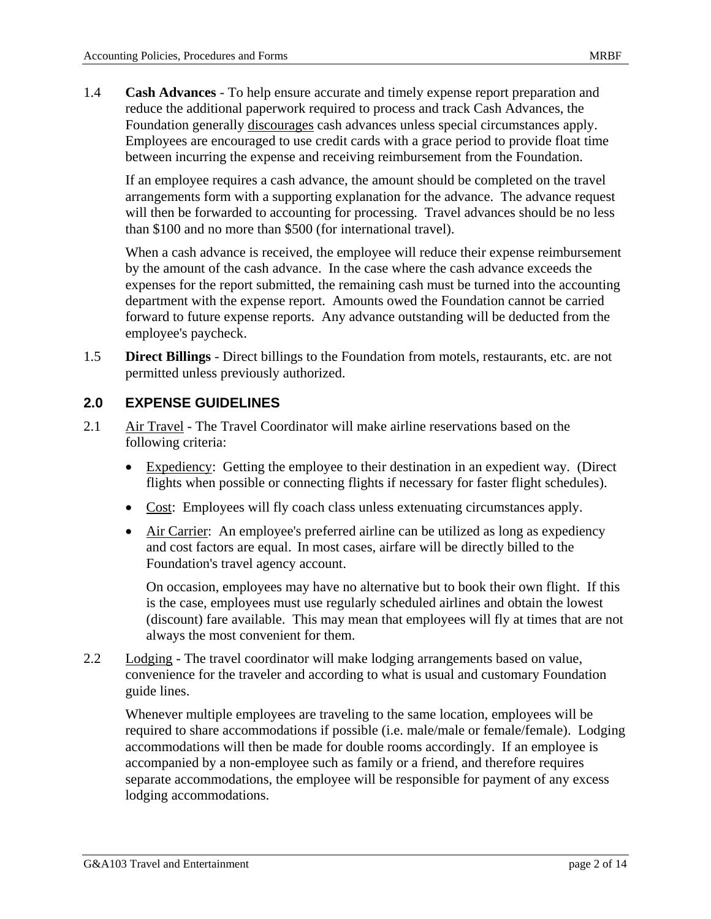1.4 **Cash Advances** - To help ensure accurate and timely expense report preparation and reduce the additional paperwork required to process and track Cash Advances, the Foundation generally discourages cash advances unless special circumstances apply. Employees are encouraged to use credit cards with a grace period to provide float time between incurring the expense and receiving reimbursement from the Foundation.

If an employee requires a cash advance, the amount should be completed on the travel arrangements form with a supporting explanation for the advance. The advance request will then be forwarded to accounting for processing. Travel advances should be no less than $100 and no more than $500 (for international travel).

When a cash advance is received, the employee will reduce their expense reimbursement by the amount of the cash advance. In the case where the cash advance exceeds the expenses for the report submitted, the remaining cash must be turned into the accounting department with the expense report. Amounts owed the Foundation cannot be carried forward to future expense reports. Any advance outstanding will be deducted from the employee's paycheck.

1.5 **Direct Billings** - Direct billings to the Foundation from motels, restaurants, etc. are not permitted unless previously authorized.

## 2.0 EXPENSE GUIDELINES

2.1 Air Travel - The Travel Coordinator will make airline reservations based on the following criteria:

- Expediency: Getting the employee to their destination in an expedient way. (Direct flights when possible or connecting flights if necessary for faster flight schedules).
- Cost: Employees will fly coach class unless extenuating circumstances apply.
- Air Carrier: An employee's preferred airline can be utilized as long as expediency and cost factors are equal. In most cases, airfare will be directly billed to the Foundation's travel agency account.

  On occasion, employees may have no alternative but to book their own flight. If this is the case, employees must use regularly scheduled airlines and obtain the lowest (discount) fare available. This may mean that employees will fly at times that are not always the most convenient for them.

2.2 Lodging - The travel coordinator will make lodging arrangements based on value, convenience for the traveler and according to what is usual and customary Foundation guide lines.

Whenever multiple employees are traveling to the same location, employees will be required to share accommodations if possible (i.e. male/male or female/female). Lodging accommodations will then be made for double rooms accordingly. If an employee is accompanied by a non-employee such as family or a friend, and therefore requires separate accommodations, the employee will be responsible for payment of any excess lodging accommodations.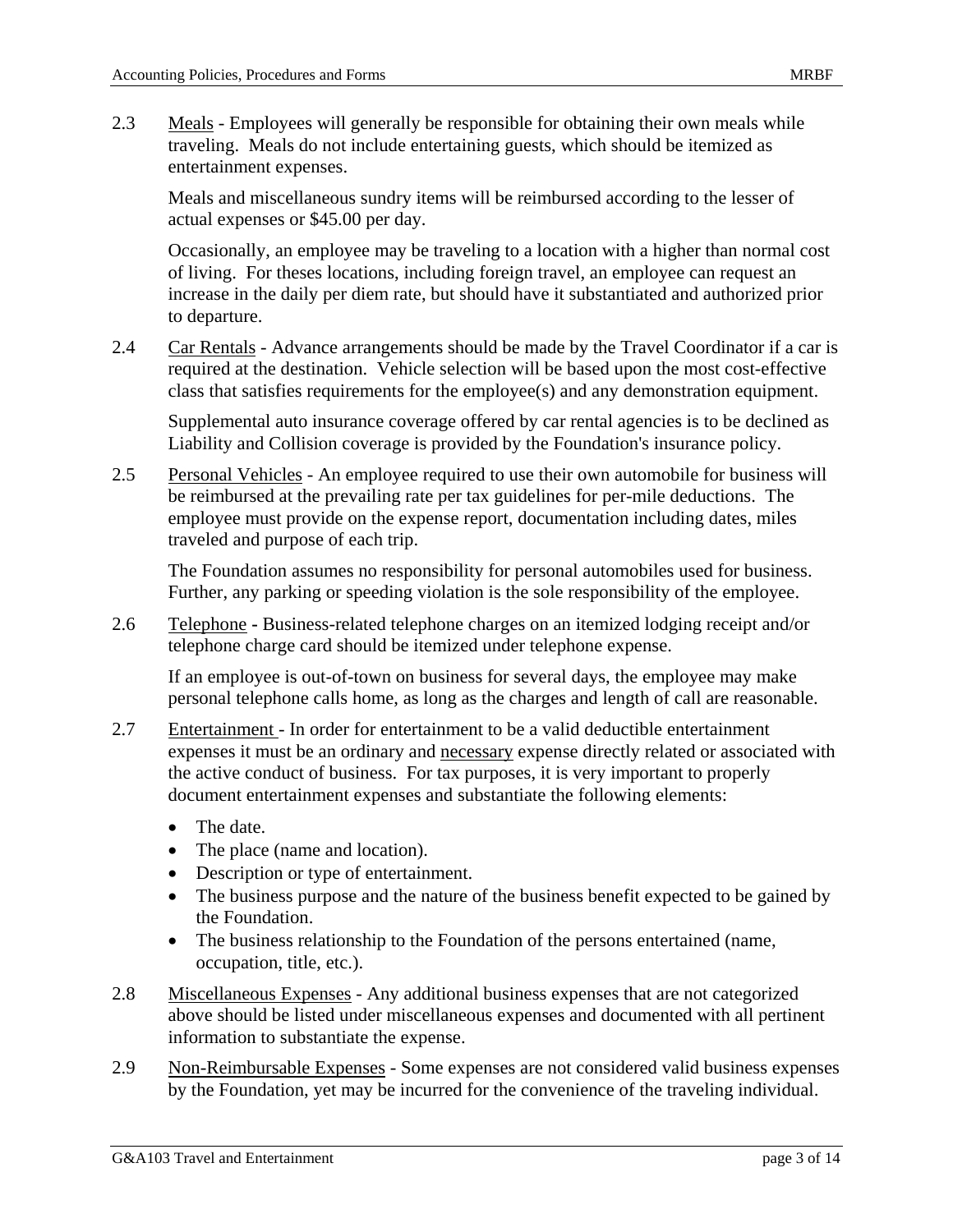2.3 Meals - Employees will generally be responsible for obtaining their own meals while traveling. Meals do not include entertaining guests, which should be itemized as entertainment expenses.

Meals and miscellaneous sundry items will be reimbursed according to the lesser of actual expenses or $45.00 per day.

Occasionally, an employee may be traveling to a location with a higher than normal cost of living. For theses locations, including foreign travel, an employee can request an increase in the daily per diem rate, but should have it substantiated and authorized prior to departure.

2.4 Car Rentals - Advance arrangements should be made by the Travel Coordinator if a car is required at the destination. Vehicle selection will be based upon the most cost-effective class that satisfies requirements for the employee(s) and any demonstration equipment.

Supplemental auto insurance coverage offered by car rental agencies is to be declined as Liability and Collision coverage is provided by the Foundation's insurance policy.

2.5 Personal Vehicles - An employee required to use their own automobile for business will be reimbursed at the prevailing rate per tax guidelines for per-mile deductions. The employee must provide on the expense report, documentation including dates, miles traveled and purpose of each trip.

The Foundation assumes no responsibility for personal automobiles used for business. Further, any parking or speeding violation is the sole responsibility of the employee.

2.6 Telephone - Business-related telephone charges on an itemized lodging receipt and/or telephone charge card should be itemized under telephone expense.

If an employee is out-of-town on business for several days, the employee may make personal telephone calls home, as long as the charges and length of call are reasonable.

2.7 Entertainment - In order for entertainment to be a valid deductible entertainment expenses it must be an ordinary and necessary expense directly related or associated with the active conduct of business. For tax purposes, it is very important to properly document entertainment expenses and substantiate the following elements:

- The date.
- The place (name and location).
- Description or type of entertainment.
- The business purpose and the nature of the business benefit expected to be gained by the Foundation.
- The business relationship to the Foundation of the persons entertained (name, occupation, title, etc.).

2.8 Miscellaneous Expenses - Any additional business expenses that are not categorized above should be listed under miscellaneous expenses and documented with all pertinent information to substantiate the expense.

2.9 Non-Reimbursable Expenses - Some expenses are not considered valid business expenses by the Foundation, yet may be incurred for the convenience of the traveling individual.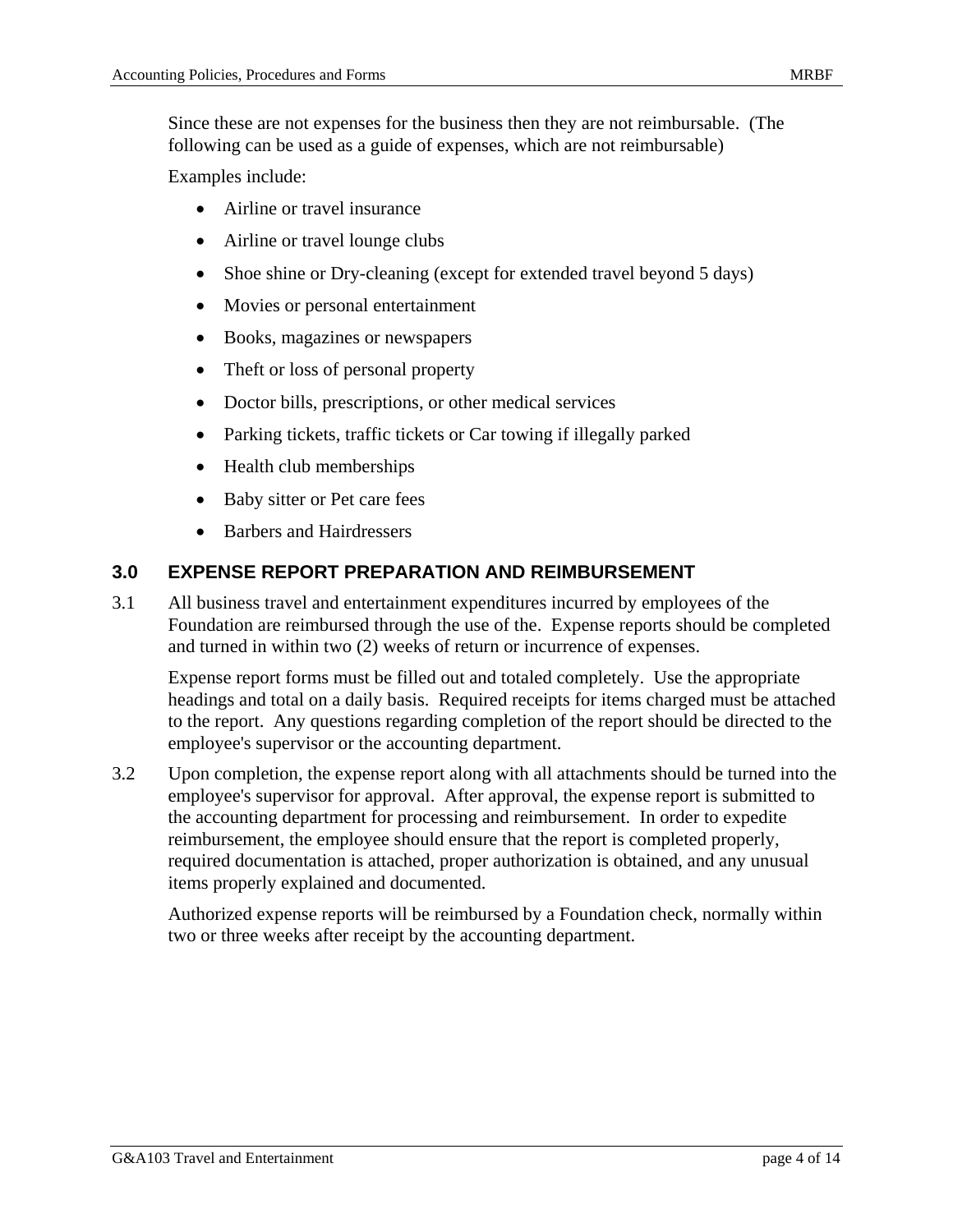Since these are not expenses for the business then they are not reimbursable. (The following can be used as a guide of expenses, which are not reimbursable)

Examples include:

- Airline or travel insurance
- Airline or travel lounge clubs
- Shoe shine or Dry-cleaning (except for extended travel beyond 5 days)
- Movies or personal entertainment
- Books, magazines or newspapers
- Theft or loss of personal property
- Doctor bills, prescriptions, or other medical services
- Parking tickets, traffic tickets or Car towing if illegally parked
- Health club memberships
- Baby sitter or Pet care fees
- Barbers and Hairdressers

## 3.0 EXPENSE REPORT PREPARATION AND REIMBURSEMENT

3.1 All business travel and entertainment expenditures incurred by employees of the Foundation are reimbursed through the use of the. Expense reports should be completed and turned in within two (2) weeks of return or incurrence of expenses.

Expense report forms must be filled out and totaled completely. Use the appropriate headings and total on a daily basis. Required receipts for items charged must be attached to the report. Any questions regarding completion of the report should be directed to the employee's supervisor or the accounting department.

3.2 Upon completion, the expense report along with all attachments should be turned into the employee's supervisor for approval. After approval, the expense report is submitted to the accounting department for processing and reimbursement. In order to expedite reimbursement, the employee should ensure that the report is completed properly, required documentation is attached, proper authorization is obtained, and any unusual items properly explained and documented.

Authorized expense reports will be reimbursed by a Foundation check, normally within two or three weeks after receipt by the accounting department.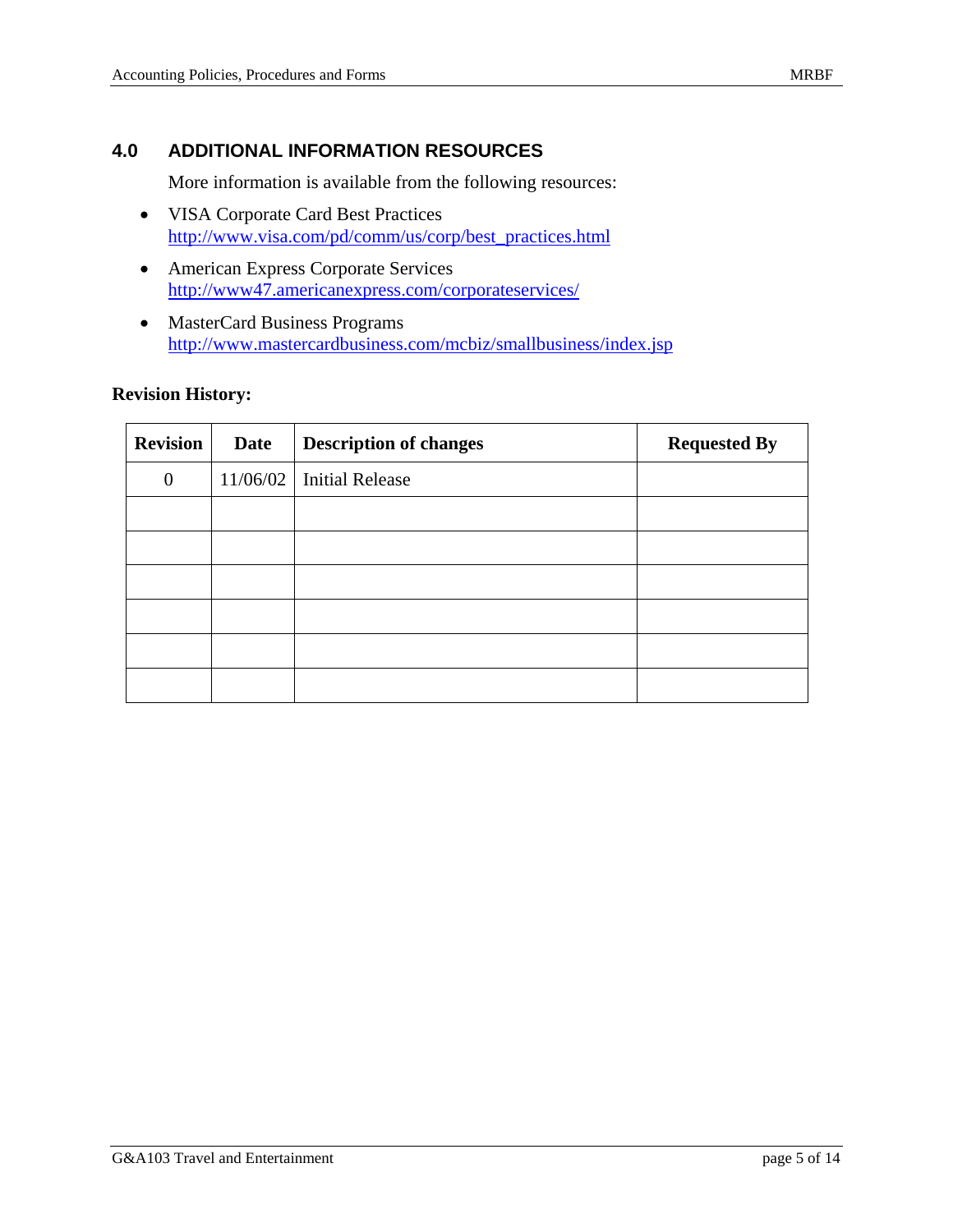## 4.0 ADDITIONAL INFORMATION RESOURCES

More information is available from the following resources:

- VISA Corporate Card Best Practices
  http://www.visa.com/pd/comm/us/corp/best_practices.html
- American Express Corporate Services
  http://www47.americanexpress.com/corporateservices/
- MasterCard Business Programs
  http://www.mastercardbusiness.com/mcbiz/smallbusiness/index.jsp

**Revision History:**

| Revision | Date | Description of changes | Requested By |
|---|---|---|---|
| 0 | 11/06/02 | Initial Release | |
| | | | |
| | | | |
| | | | |
| | | | |
| | | | |
| | | | |